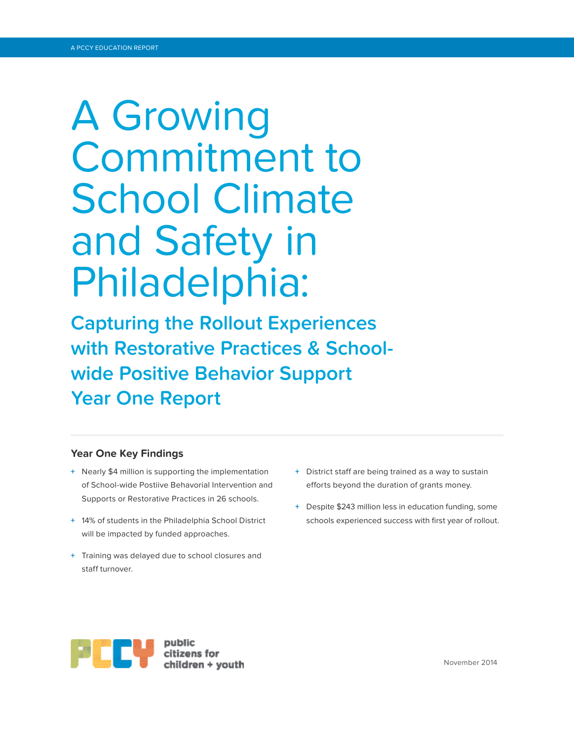A PCCY EDUCATION REPORT

# A Growing Commitment to School Climate and Safety in Philadelphia:

## Capturing the Rollout Experiences with Restorative Practices & School-wide Positive Behavior Support Year One Report

### Year One Key Findings

- Nearly $4 million is supporting the implementation of School-wide Postiive Behavorial Intervention and Supports or Restorative Practices in 26 schools.
- 14% of students in the Philadelphia School District will be impacted by funded approaches.
- Training was delayed due to school closures and staff turnover.
- District staff are being trained as a way to sustain efforts beyond the duration of grants money.
- Despite $243 million less in education funding, some schools experienced success with first year of rollout.

PCCY public citizens for children + youth

November 2014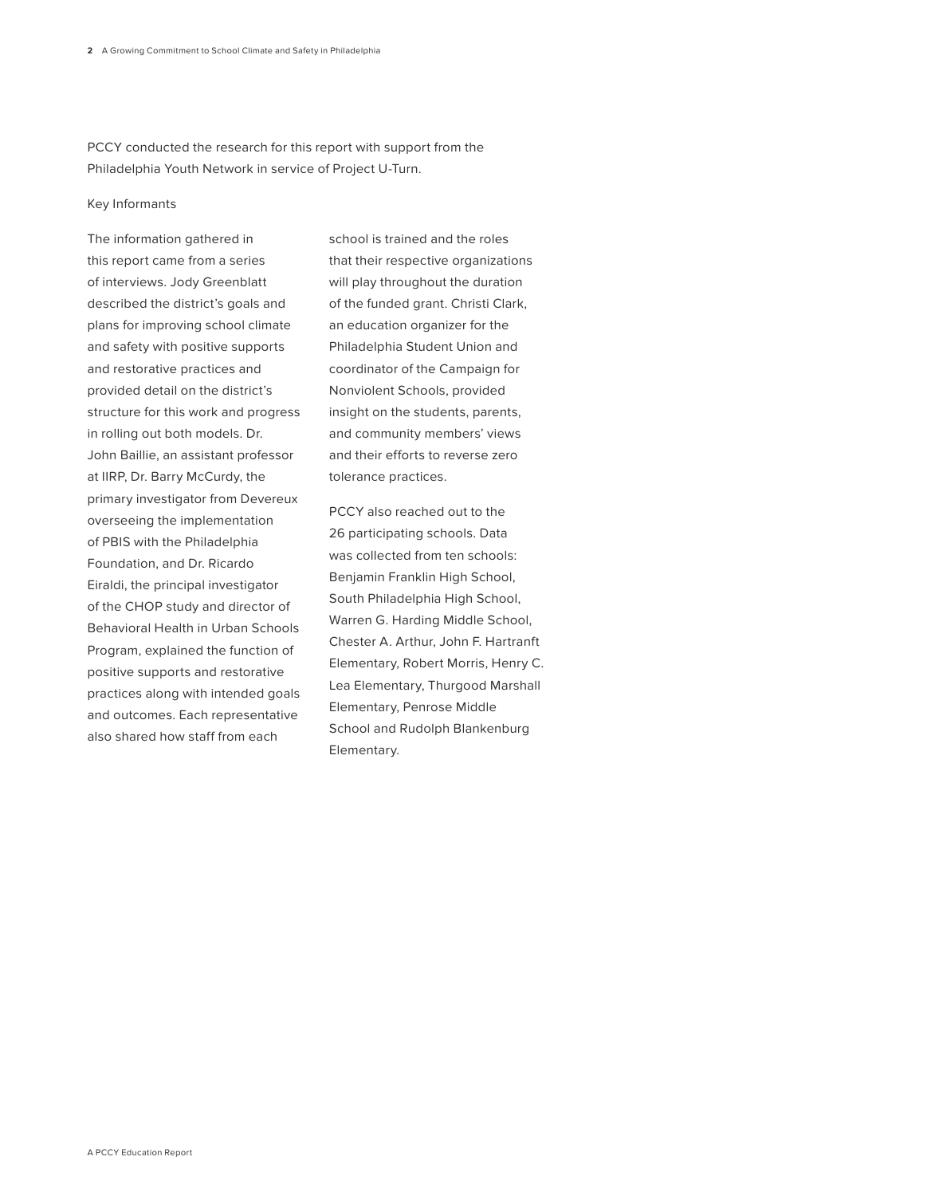PCCY conducted the research for this report with support from the Philadelphia Youth Network in service of Project U-Turn.

## Key Informants

The information gathered in this report came from a series of interviews. Jody Greenblatt described the district's goals and plans for improving school climate and safety with positive supports and restorative practices and provided detail on the district's structure for this work and progress in rolling out both models. Dr. John Baillie, an assistant professor at IIRP, Dr. Barry McCurdy, the primary investigator from Devereux overseeing the implementation of PBIS with the Philadelphia Foundation, and Dr. Ricardo Eiraldi, the principal investigator of the CHOP study and director of Behavioral Health in Urban Schools Program, explained the function of positive supports and restorative practices along with intended goals and outcomes. Each representative also shared how staff from each school is trained and the roles that their respective organizations will play throughout the duration of the funded grant. Christi Clark, an education organizer for the Philadelphia Student Union and coordinator of the Campaign for Nonviolent Schools, provided insight on the students, parents, and community members' views and their efforts to reverse zero tolerance practices.

PCCY also reached out to the 26 participating schools. Data was collected from ten schools: Benjamin Franklin High School, South Philadelphia High School, Warren G. Harding Middle School, Chester A. Arthur, John F. Hartranft Elementary, Robert Morris, Henry C. Lea Elementary, Thurgood Marshall Elementary, Penrose Middle School and Rudolph Blankenburg Elementary.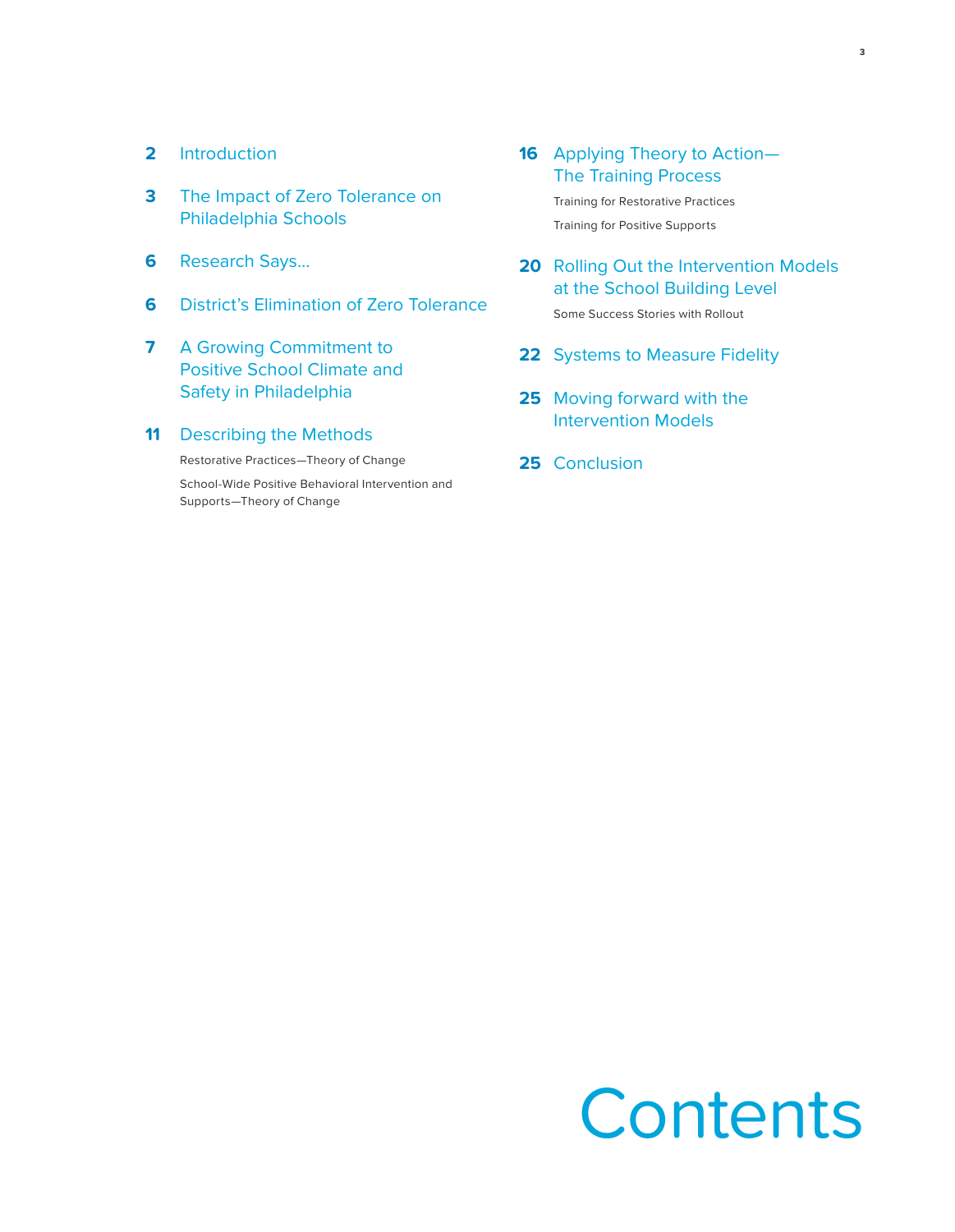# Contents

- **2** Introduction
- **3** The Impact of Zero Tolerance on Philadelphia Schools
- **6** Research Says...
- **6** District's Elimination of Zero Tolerance
- **7** A Growing Commitment to Positive School Climate and Safety in Philadelphia
- **11** Describing the Methods
  - Restorative Practices—Theory of Change
  - School-Wide Positive Behavioral Intervention and Supports—Theory of Change
- **16** Applying Theory to Action—The Training Process
  - Training for Restorative Practices
  - Training for Positive Supports
- **20** Rolling Out the Intervention Models at the School Building Level
  - Some Success Stories with Rollout
- **22** Systems to Measure Fidelity
- **25** Moving forward with the Intervention Models
- **25** Conclusion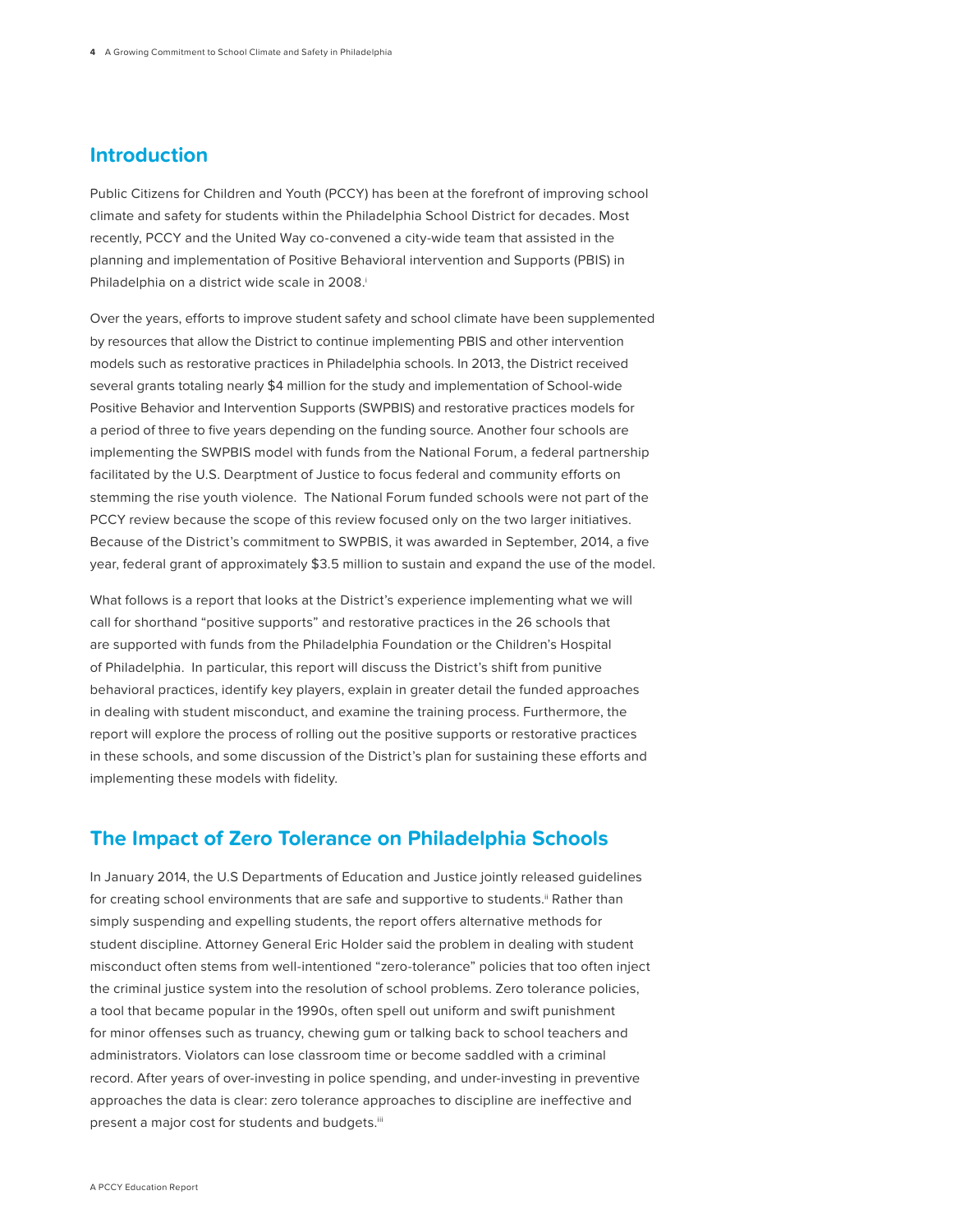## Introduction

Public Citizens for Children and Youth (PCCY) has been at the forefront of improving school climate and safety for students within the Philadelphia School District for decades. Most recently, PCCY and the United Way co-convened a city-wide team that assisted in the planning and implementation of Positive Behavioral intervention and Supports (PBIS) in Philadelphia on a district wide scale in 2008.[i]

Over the years, efforts to improve student safety and school climate have been supplemented by resources that allow the District to continue implementing PBIS and other intervention models such as restorative practices in Philadelphia schools. In 2013, the District received several grants totaling nearly $4 million for the study and implementation of School-wide Positive Behavior and Intervention Supports (SWPBIS) and restorative practices models for a period of three to five years depending on the funding source. Another four schools are implementing the SWPBIS model with funds from the National Forum, a federal partnership facilitated by the U.S. Dearptment of Justice to focus federal and community efforts on stemming the rise youth violence. The National Forum funded schools were not part of the PCCY review because the scope of this review focused only on the two larger initiatives. Because of the District's commitment to SWPBIS, it was awarded in September, 2014, a five year, federal grant of approximately $3.5 million to sustain and expand the use of the model.

What follows is a report that looks at the District's experience implementing what we will call for shorthand "positive supports" and restorative practices in the 26 schools that are supported with funds from the Philadelphia Foundation or the Children's Hospital of Philadelphia. In particular, this report will discuss the District's shift from punitive behavioral practices, identify key players, explain in greater detail the funded approaches in dealing with student misconduct, and examine the training process. Furthermore, the report will explore the process of rolling out the positive supports or restorative practices in these schools, and some discussion of the District's plan for sustaining these efforts and implementing these models with fidelity.

## The Impact of Zero Tolerance on Philadelphia Schools

In January 2014, the U.S Departments of Education and Justice jointly released guidelines for creating school environments that are safe and supportive to students.[ii] Rather than simply suspending and expelling students, the report offers alternative methods for student discipline. Attorney General Eric Holder said the problem in dealing with student misconduct often stems from well-intentioned "zero-tolerance" policies that too often inject the criminal justice system into the resolution of school problems. Zero tolerance policies, a tool that became popular in the 1990s, often spell out uniform and swift punishment for minor offenses such as truancy, chewing gum or talking back to school teachers and administrators. Violators can lose classroom time or become saddled with a criminal record. After years of over-investing in police spending, and under-investing in preventive approaches the data is clear: zero tolerance approaches to discipline are ineffective and present a major cost for students and budgets.[iii]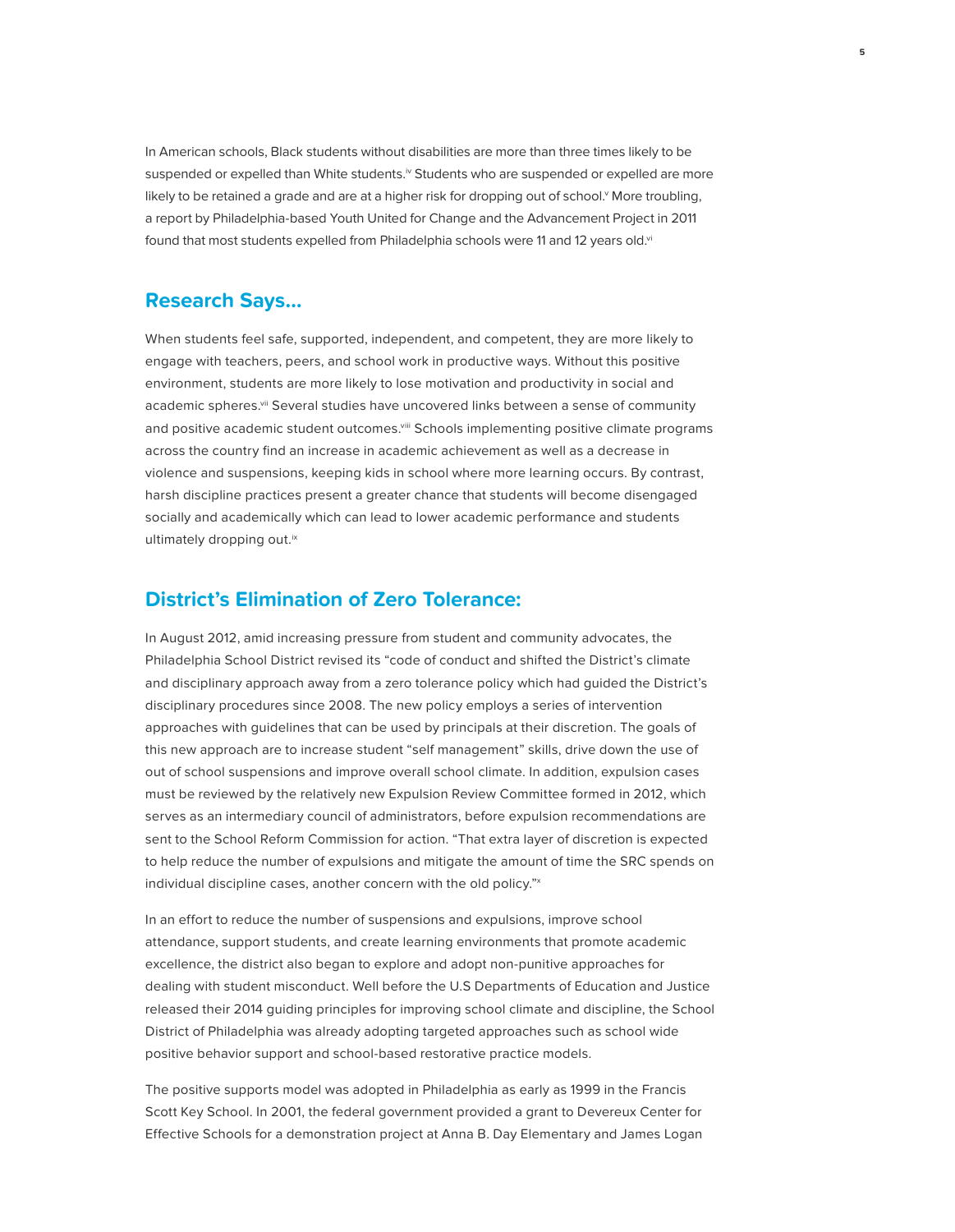In American schools, Black students without disabilities are more than three times likely to be suspended or expelled than White students.[iv] Students who are suspended or expelled are more likely to be retained a grade and are at a higher risk for dropping out of school.[v] More troubling, a report by Philadelphia-based Youth United for Change and the Advancement Project in 2011 found that most students expelled from Philadelphia schools were 11 and 12 years old.[vi]

## Research Says...

When students feel safe, supported, independent, and competent, they are more likely to engage with teachers, peers, and school work in productive ways. Without this positive environment, students are more likely to lose motivation and productivity in social and academic spheres.[vii] Several studies have uncovered links between a sense of community and positive academic student outcomes.[viii] Schools implementing positive climate programs across the country find an increase in academic achievement as well as a decrease in violence and suspensions, keeping kids in school where more learning occurs. By contrast, harsh discipline practices present a greater chance that students will become disengaged socially and academically which can lead to lower academic performance and students ultimately dropping out.[ix]

## District's Elimination of Zero Tolerance:

In August 2012, amid increasing pressure from student and community advocates, the Philadelphia School District revised its "code of conduct and shifted the District's climate and disciplinary approach away from a zero tolerance policy which had guided the District's disciplinary procedures since 2008. The new policy employs a series of intervention approaches with guidelines that can be used by principals at their discretion. The goals of this new approach are to increase student "self management" skills, drive down the use of out of school suspensions and improve overall school climate. In addition, expulsion cases must be reviewed by the relatively new Expulsion Review Committee formed in 2012, which serves as an intermediary council of administrators, before expulsion recommendations are sent to the School Reform Commission for action. "That extra layer of discretion is expected to help reduce the number of expulsions and mitigate the amount of time the SRC spends on individual discipline cases, another concern with the old policy."[x]

In an effort to reduce the number of suspensions and expulsions, improve school attendance, support students, and create learning environments that promote academic excellence, the district also began to explore and adopt non-punitive approaches for dealing with student misconduct. Well before the U.S Departments of Education and Justice released their 2014 guiding principles for improving school climate and discipline, the School District of Philadelphia was already adopting targeted approaches such as school wide positive behavior support and school-based restorative practice models.

The positive supports model was adopted in Philadelphia as early as 1999 in the Francis Scott Key School. In 2001, the federal government provided a grant to Devereux Center for Effective Schools for a demonstration project at Anna B. Day Elementary and James Logan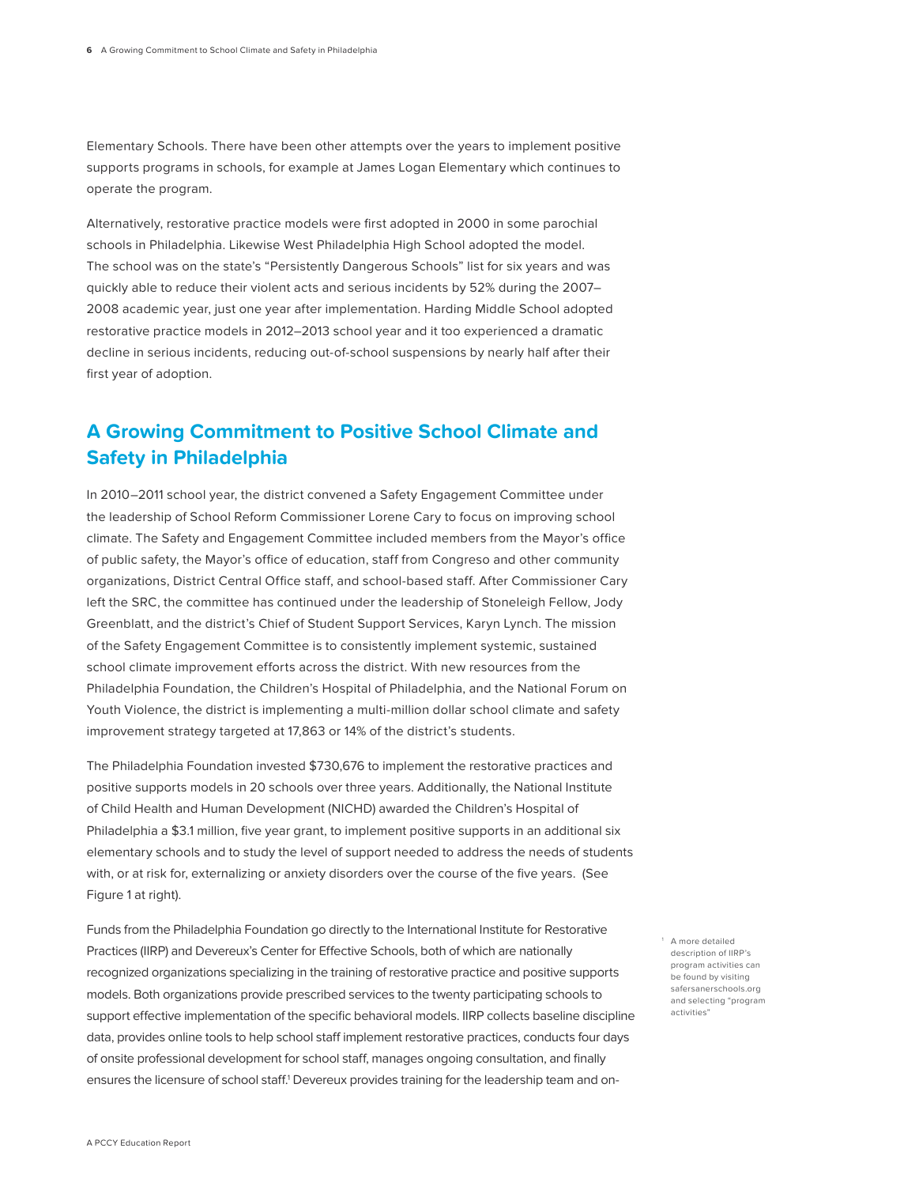Elementary Schools. There have been other attempts over the years to implement positive supports programs in schools, for example at James Logan Elementary which continues to operate the program.

Alternatively, restorative practice models were first adopted in 2000 in some parochial schools in Philadelphia. Likewise West Philadelphia High School adopted the model. The school was on the state's "Persistently Dangerous Schools" list for six years and was quickly able to reduce their violent acts and serious incidents by 52% during the 2007–2008 academic year, just one year after implementation. Harding Middle School adopted restorative practice models in 2012–2013 school year and it too experienced a dramatic decline in serious incidents, reducing out-of-school suspensions by nearly half after their first year of adoption.

## A Growing Commitment to Positive School Climate and Safety in Philadelphia

In 2010–2011 school year, the district convened a Safety Engagement Committee under the leadership of School Reform Commissioner Lorene Cary to focus on improving school climate. The Safety and Engagement Committee included members from the Mayor's office of public safety, the Mayor's office of education, staff from Congreso and other community organizations, District Central Office staff, and school-based staff. After Commissioner Cary left the SRC, the committee has continued under the leadership of Stoneleigh Fellow, Jody Greenblatt, and the district's Chief of Student Support Services, Karyn Lynch. The mission of the Safety Engagement Committee is to consistently implement systemic, sustained school climate improvement efforts across the district. With new resources from the Philadelphia Foundation, the Children's Hospital of Philadelphia, and the National Forum on Youth Violence, the district is implementing a multi-million dollar school climate and safety improvement strategy targeted at 17,863 or 14% of the district's students.

The Philadelphia Foundation invested $730,676 to implement the restorative practices and positive supports models in 20 schools over three years. Additionally, the National Institute of Child Health and Human Development (NICHD) awarded the Children's Hospital of Philadelphia a $3.1 million, five year grant, to implement positive supports in an additional six elementary schools and to study the level of support needed to address the needs of students with, or at risk for, externalizing or anxiety disorders over the course of the five years. (See Figure 1 at right).

Funds from the Philadelphia Foundation go directly to the International Institute for Restorative Practices (IIRP) and Devereux's Center for Effective Schools, both of which are nationally recognized organizations specializing in the training of restorative practice and positive supports models. Both organizations provide prescribed services to the twenty participating schools to support effective implementation of the specific behavioral models. IIRP collects baseline discipline data, provides online tools to help school staff implement restorative practices, conducts four days of onsite professional development for school staff, manages ongoing consultation, and finally ensures the licensure of school staff.[1] Devereux provides training for the leadership team and on-

[1] A more detailed description of IIRP's program activities can be found by visiting safersanerschools.org and selecting "program activities"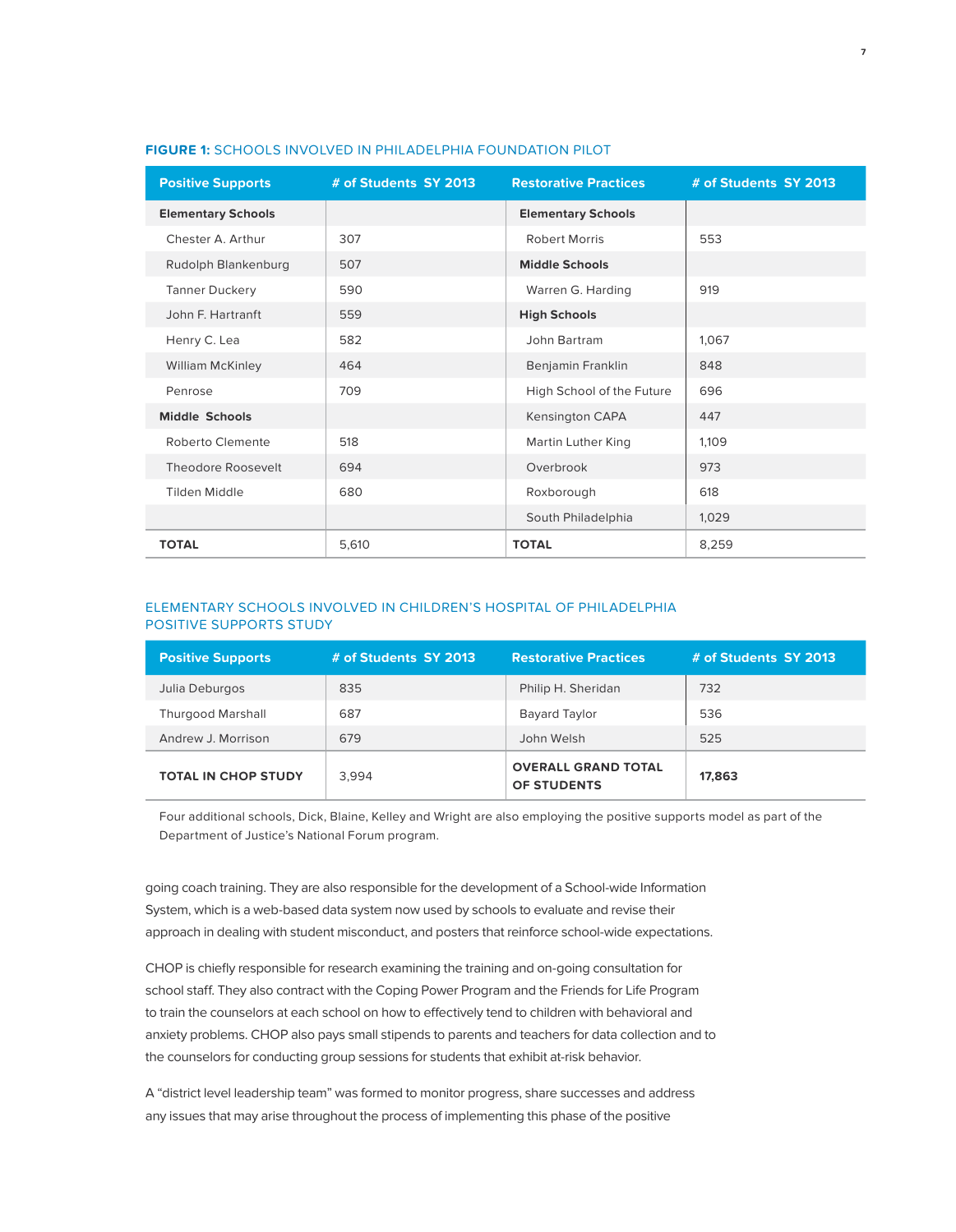**FIGURE 1:** SCHOOLS INVOLVED IN PHILADELPHIA FOUNDATION PILOT

| Positive Supports | # of Students SY 2013 | Restorative Practices | # of Students SY 2013 |
|---|---|---|---|
| **Elementary Schools** | | **Elementary Schools** | |
| Chester A. Arthur | 307 | Robert Morris | 553 |
| Rudolph Blankenburg | 507 | **Middle Schools** | |
| Tanner Duckery | 590 | Warren G. Harding | 919 |
| John F. Hartranft | 559 | **High Schools** | |
| Henry C. Lea | 582 | John Bartram | 1,067 |
| William McKinley | 464 | Benjamin Franklin | 848 |
| Penrose | 709 | High School of the Future | 696 |
| **Middle Schools** | | Kensington CAPA | 447 |
| Roberto Clemente | 518 | Martin Luther King | 1,109 |
| Theodore Roosevelt | 694 | Overbrook | 973 |
| Tilden Middle | 680 | Roxborough | 618 |
| | | South Philadelphia | 1,029 |
| **TOTAL** | 5,610 | **TOTAL** | 8,259 |

ELEMENTARY SCHOOLS INVOLVED IN CHILDREN'S HOSPITAL OF PHILADELPHIA POSITIVE SUPPORTS STUDY

| Positive Supports | # of Students SY 2013 | Restorative Practices | # of Students SY 2013 |
|---|---|---|---|
| Julia Deburgos | 835 | Philip H. Sheridan | 732 |
| Thurgood Marshall | 687 | Bayard Taylor | 536 |
| Andrew J. Morrison | 679 | John Welsh | 525 |
| **TOTAL IN CHOP STUDY** | 3,994 | **OVERALL GRAND TOTAL OF STUDENTS** | **17,863** |

Four additional schools, Dick, Blaine, Kelley and Wright are also employing the positive supports model as part of the Department of Justice's National Forum program.

going coach training. They are also responsible for the development of a School-wide Information System, which is a web-based data system now used by schools to evaluate and revise their approach in dealing with student misconduct, and posters that reinforce school-wide expectations.

CHOP is chiefly responsible for research examining the training and on-going consultation for school staff. They also contract with the Coping Power Program and the Friends for Life Program to train the counselors at each school on how to effectively tend to children with behavioral and anxiety problems. CHOP also pays small stipends to parents and teachers for data collection and to the counselors for conducting group sessions for students that exhibit at-risk behavior.

A "district level leadership team" was formed to monitor progress, share successes and address any issues that may arise throughout the process of implementing this phase of the positive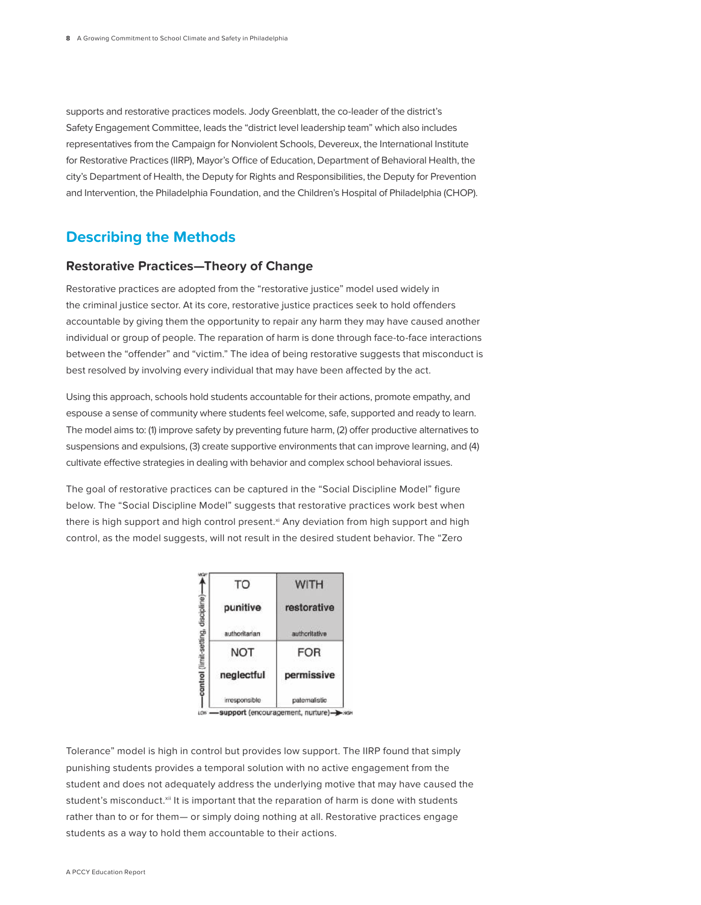supports and restorative practices models. Jody Greenblatt, the co-leader of the district's Safety Engagement Committee, leads the "district level leadership team" which also includes representatives from the Campaign for Nonviolent Schools, Devereux, the International Institute for Restorative Practices (IIRP), Mayor's Office of Education, Department of Behavioral Health, the city's Department of Health, the Deputy for Rights and Responsibilities, the Deputy for Prevention and Intervention, the Philadelphia Foundation, and the Children's Hospital of Philadelphia (CHOP).

## Describing the Methods

### Restorative Practices—Theory of Change

Restorative practices are adopted from the "restorative justice" model used widely in the criminal justice sector. At its core, restorative justice practices seek to hold offenders accountable by giving them the opportunity to repair any harm they may have caused another individual or group of people. The reparation of harm is done through face-to-face interactions between the "offender" and "victim." The idea of being restorative suggests that misconduct is best resolved by involving every individual that may have been affected by the act.

Using this approach, schools hold students accountable for their actions, promote empathy, and espouse a sense of community where students feel welcome, safe, supported and ready to learn. The model aims to: (1) improve safety by preventing future harm, (2) offer productive alternatives to suspensions and expulsions, (3) create supportive environments that can improve learning, and (4) cultivate effective strategies in dealing with behavior and complex school behavioral issues.

The goal of restorative practices can be captured in the "Social Discipline Model" figure below. The "Social Discipline Model" suggests that restorative practices work best when there is high support and high control present.[xi] Any deviation from high support and high control, as the model suggests, will not result in the desired student behavior. The "Zero Tolerance" model is high in control but provides low support. The IIRP found that simply punishing students provides a temporal solution with no active engagement from the student and does not adequately address the underlying motive that may have caused the student's misconduct.[xii] It is important that the reparation of harm is done with students rather than to or for them— or simply doing nothing at all. Restorative practices engage students as a way to hold them accountable to their actions.

| control (limit-setting, discipline) | LOW support | HIGH support |
|---|---|---|
| HIGH | TO<br>**punitive**<br>authoritarian | WITH<br>**restorative**<br>authoritative |
| LOW | NOT<br>**neglectful**<br>irresponsible | FOR<br>**permissive**<br>paternalistic |

LOW — **support** (encouragement, nurture) → HIGH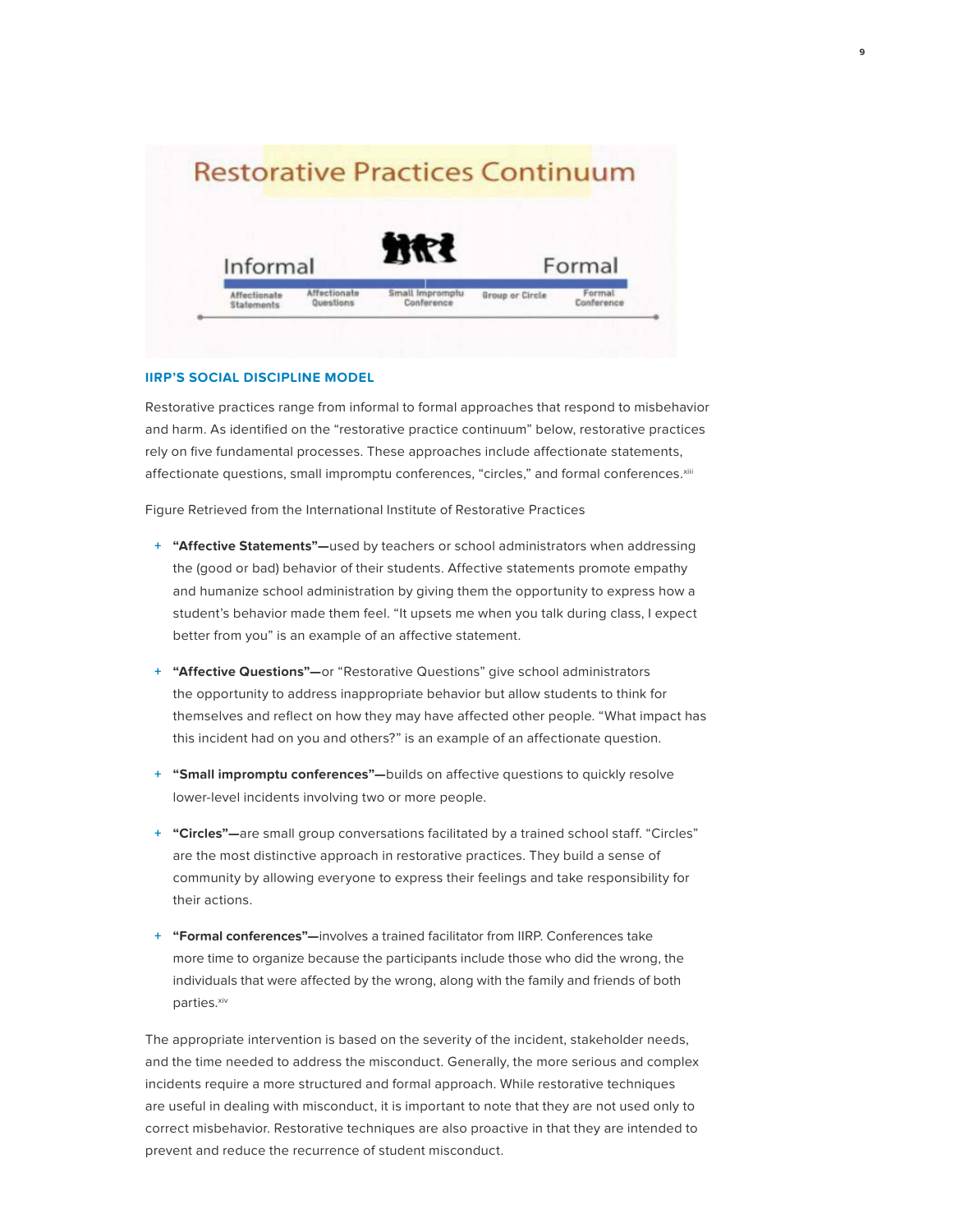### IIRP'S SOCIAL DISCIPLINE MODEL

Restorative practices range from informal to formal approaches that respond to misbehavior and harm. As identified on the "restorative practice continuum" below, restorative practices rely on five fundamental processes. These approaches include affectionate statements, affectionate questions, small impromptu conferences, "circles," and formal conferences.[xiii]

Figure Retrieved from the International Institute of Restorative Practices

- **"Affective Statements"—**used by teachers or school administrators when addressing the (good or bad) behavior of their students. Affective statements promote empathy and humanize school administration by giving them the opportunity to express how a student's behavior made them feel. "It upsets me when you talk during class, I expect better from you" is an example of an affective statement.
- **"Affective Questions"—**or "Restorative Questions" give school administrators the opportunity to address inappropriate behavior but allow students to think for themselves and reflect on how they may have affected other people. "What impact has this incident had on you and others?" is an example of an affectionate question.
- **"Small impromptu conferences"—**builds on affective questions to quickly resolve lower-level incidents involving two or more people.
- **"Circles"—**are small group conversations facilitated by a trained school staff. "Circles" are the most distinctive approach in restorative practices. They build a sense of community by allowing everyone to express their feelings and take responsibility for their actions.
- **"Formal conferences"—**involves a trained facilitator from IIRP. Conferences take more time to organize because the participants include those who did the wrong, the individuals that were affected by the wrong, along with the family and friends of both parties.[xiv]

The appropriate intervention is based on the severity of the incident, stakeholder needs, and the time needed to address the misconduct. Generally, the more serious and complex incidents require a more structured and formal approach. While restorative techniques are useful in dealing with misconduct, it is important to note that they are not used only to correct misbehavior. Restorative techniques are also proactive in that they are intended to prevent and reduce the recurrence of student misconduct.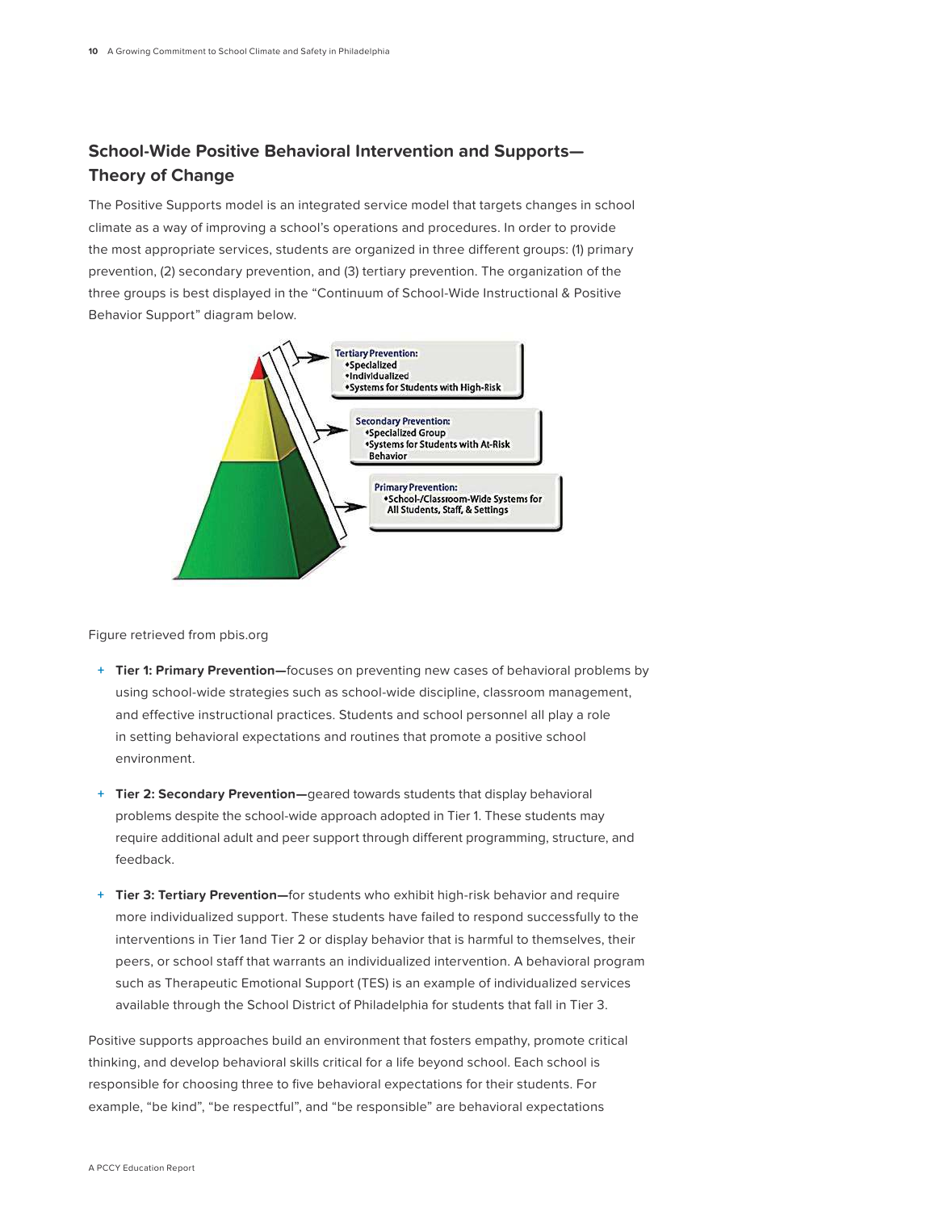## School-Wide Positive Behavioral Intervention and Supports—Theory of Change

The Positive Supports model is an integrated service model that targets changes in school climate as a way of improving a school's operations and procedures. In order to provide the most appropriate services, students are organized in three different groups: (1) primary prevention, (2) secondary prevention, and (3) tertiary prevention. The organization of the three groups is best displayed in the "Continuum of School-Wide Instructional & Positive Behavior Support" diagram below.

**Tertiary Prevention:**
- Specialized
- Individualized
- Systems for Students with High-Risk

**Secondary Prevention:**
- Specialized Group
- Systems for Students with At-Risk Behavior

**Primary Prevention:**
- School-/Classroom-Wide Systems for All Students, Staff, & Settings

Figure retrieved from pbis.org

- **Tier 1: Primary Prevention—**focuses on preventing new cases of behavioral problems by using school-wide strategies such as school-wide discipline, classroom management, and effective instructional practices. Students and school personnel all play a role in setting behavioral expectations and routines that promote a positive school environment.
- **Tier 2: Secondary Prevention—**geared towards students that display behavioral problems despite the school-wide approach adopted in Tier 1. These students may require additional adult and peer support through different programming, structure, and feedback.
- **Tier 3: Tertiary Prevention—**for students who exhibit high-risk behavior and require more individualized support. These students have failed to respond successfully to the interventions in Tier 1and Tier 2 or display behavior that is harmful to themselves, their peers, or school staff that warrants an individualized intervention. A behavioral program such as Therapeutic Emotional Support (TES) is an example of individualized services available through the School District of Philadelphia for students that fall in Tier 3.

Positive supports approaches build an environment that fosters empathy, promote critical thinking, and develop behavioral skills critical for a life beyond school. Each school is responsible for choosing three to five behavioral expectations for their students. For example, "be kind", "be respectful", and "be responsible" are behavioral expectations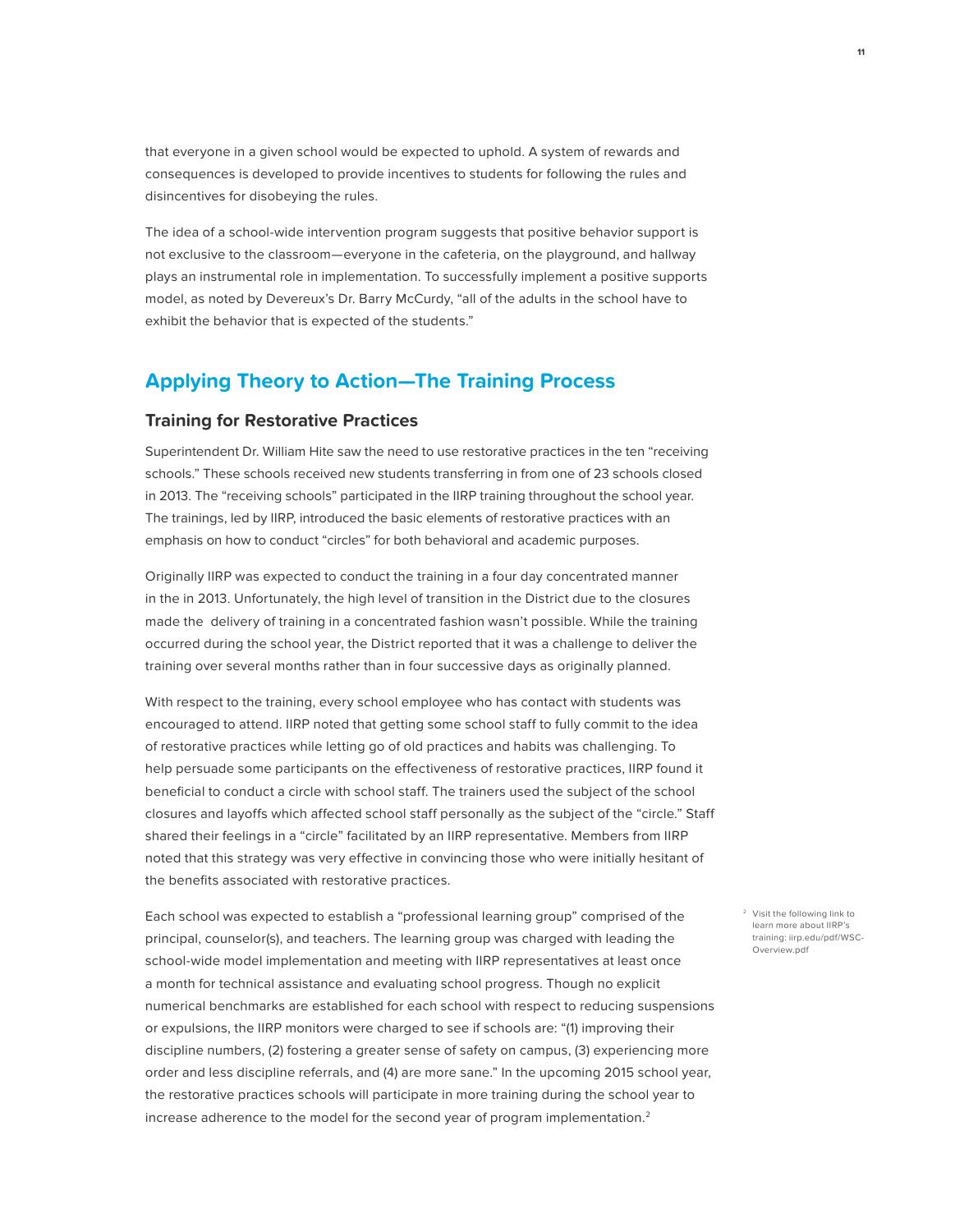that everyone in a given school would be expected to uphold. A system of rewards and consequences is developed to provide incentives to students for following the rules and disincentives for disobeying the rules.

The idea of a school-wide intervention program suggests that positive behavior support is not exclusive to the classroom—everyone in the cafeteria, on the playground, and hallway plays an instrumental role in implementation. To successfully implement a positive supports model, as noted by Devereux's Dr. Barry McCurdy, "all of the adults in the school have to exhibit the behavior that is expected of the students."

## Applying Theory to Action—The Training Process

### Training for Restorative Practices

Superintendent Dr. William Hite saw the need to use restorative practices in the ten "receiving schools." These schools received new students transferring in from one of 23 schools closed in 2013. The "receiving schools" participated in the IIRP training throughout the school year. The trainings, led by IIRP, introduced the basic elements of restorative practices with an emphasis on how to conduct "circles" for both behavioral and academic purposes.

Originally IIRP was expected to conduct the training in a four day concentrated manner in the in 2013. Unfortunately, the high level of transition in the District due to the closures made the delivery of training in a concentrated fashion wasn't possible. While the training occurred during the school year, the District reported that it was a challenge to deliver the training over several months rather than in four successive days as originally planned.

With respect to the training, every school employee who has contact with students was encouraged to attend. IIRP noted that getting some school staff to fully commit to the idea of restorative practices while letting go of old practices and habits was challenging. To help persuade some participants on the effectiveness of restorative practices, IIRP found it beneficial to conduct a circle with school staff. The trainers used the subject of the school closures and layoffs which affected school staff personally as the subject of the "circle." Staff shared their feelings in a "circle" facilitated by an IIRP representative. Members from IIRP noted that this strategy was very effective in convincing those who were initially hesitant of the benefits associated with restorative practices.

Each school was expected to establish a "professional learning group" comprised of the principal, counselor(s), and teachers. The learning group was charged with leading the school-wide model implementation and meeting with IIRP representatives at least once a month for technical assistance and evaluating school progress. Though no explicit numerical benchmarks are established for each school with respect to reducing suspensions or expulsions, the IIRP monitors were charged to see if schools are: "(1) improving their discipline numbers, (2) fostering a greater sense of safety on campus, (3) experiencing more order and less discipline referrals, and (4) are more sane." In the upcoming 2015 school year, the restorative practices schools will participate in more training during the school year to increase adherence to the model for the second year of program implementation.[2]

[2] Visit the following link to learn more about IIRP's training: iirp.edu/pdf/WSC-Overview.pdf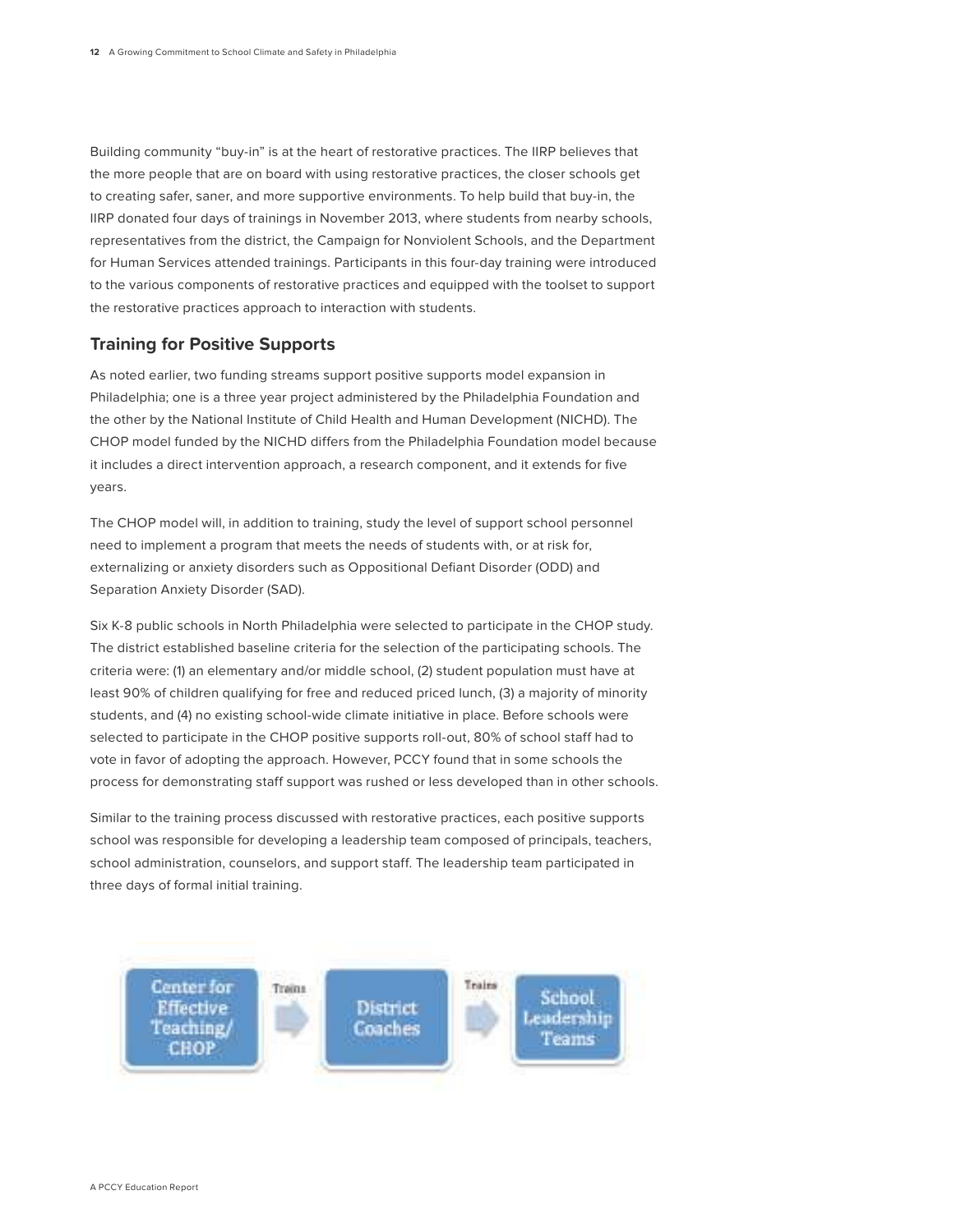Building community "buy-in" is at the heart of restorative practices. The IIRP believes that the more people that are on board with using restorative practices, the closer schools get to creating safer, saner, and more supportive environments. To help build that buy-in, the IIRP donated four days of trainings in November 2013, where students from nearby schools, representatives from the district, the Campaign for Nonviolent Schools, and the Department for Human Services attended trainings. Participants in this four-day training were introduced to the various components of restorative practices and equipped with the toolset to support the restorative practices approach to interaction with students.

## Training for Positive Supports

As noted earlier, two funding streams support positive supports model expansion in Philadelphia; one is a three year project administered by the Philadelphia Foundation and the other by the National Institute of Child Health and Human Development (NICHD). The CHOP model funded by the NICHD differs from the Philadelphia Foundation model because it includes a direct intervention approach, a research component, and it extends for five years.

The CHOP model will, in addition to training, study the level of support school personnel need to implement a program that meets the needs of students with, or at risk for, externalizing or anxiety disorders such as Oppositional Defiant Disorder (ODD) and Separation Anxiety Disorder (SAD).

Six K-8 public schools in North Philadelphia were selected to participate in the CHOP study. The district established baseline criteria for the selection of the participating schools. The criteria were: (1) an elementary and/or middle school, (2) student population must have at least 90% of children qualifying for free and reduced priced lunch, (3) a majority of minority students, and (4) no existing school-wide climate initiative in place. Before schools were selected to participate in the CHOP positive supports roll-out, 80% of school staff had to vote in favor of adopting the approach. However, PCCY found that in some schools the process for demonstrating staff support was rushed or less developed than in other schools.

Similar to the training process discussed with restorative practices, each positive supports school was responsible for developing a leadership team composed of principals, teachers, school administration, counselors, and support staff. The leadership team participated in three days of formal initial training.

Center for Effective Teaching/ CHOP → Trains → District Coaches → Trains → School Leadership Teams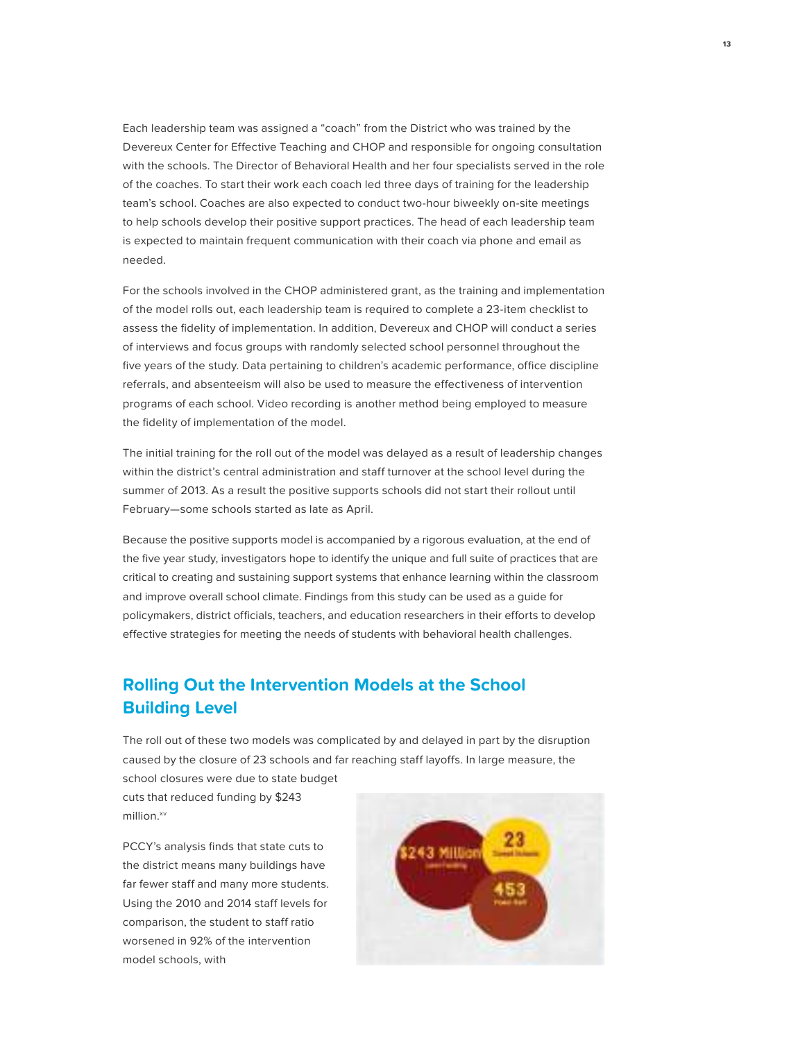Each leadership team was assigned a "coach" from the District who was trained by the Devereux Center for Effective Teaching and CHOP and responsible for ongoing consultation with the schools. The Director of Behavioral Health and her four specialists served in the role of the coaches. To start their work each coach led three days of training for the leadership team's school. Coaches are also expected to conduct two-hour biweekly on-site meetings to help schools develop their positive support practices. The head of each leadership team is expected to maintain frequent communication with their coach via phone and email as needed.

For the schools involved in the CHOP administered grant, as the training and implementation of the model rolls out, each leadership team is required to complete a 23-item checklist to assess the fidelity of implementation. In addition, Devereux and CHOP will conduct a series of interviews and focus groups with randomly selected school personnel throughout the five years of the study. Data pertaining to children's academic performance, office discipline referrals, and absenteeism will also be used to measure the effectiveness of intervention programs of each school. Video recording is another method being employed to measure the fidelity of implementation of the model.

The initial training for the roll out of the model was delayed as a result of leadership changes within the district's central administration and staff turnover at the school level during the summer of 2013. As a result the positive supports schools did not start their rollout until February—some schools started as late as April.

Because the positive supports model is accompanied by a rigorous evaluation, at the end of the five year study, investigators hope to identify the unique and full suite of practices that are critical to creating and sustaining support systems that enhance learning within the classroom and improve overall school climate. Findings from this study can be used as a guide for policymakers, district officials, teachers, and education researchers in their efforts to develop effective strategies for meeting the needs of students with behavioral health challenges.

## Rolling Out the Intervention Models at the School Building Level

The roll out of these two models was complicated by and delayed in part by the disruption caused by the closure of 23 schools and far reaching staff layoffs. In large measure, the school closures were due to state budget cuts that reduced funding by $243 million.[xv]

PCCY's analysis finds that state cuts to the district means many buildings have far fewer staff and many more students. Using the 2010 and 2014 staff levels for comparison, the student to staff ratio worsened in 92% of the intervention model schools, with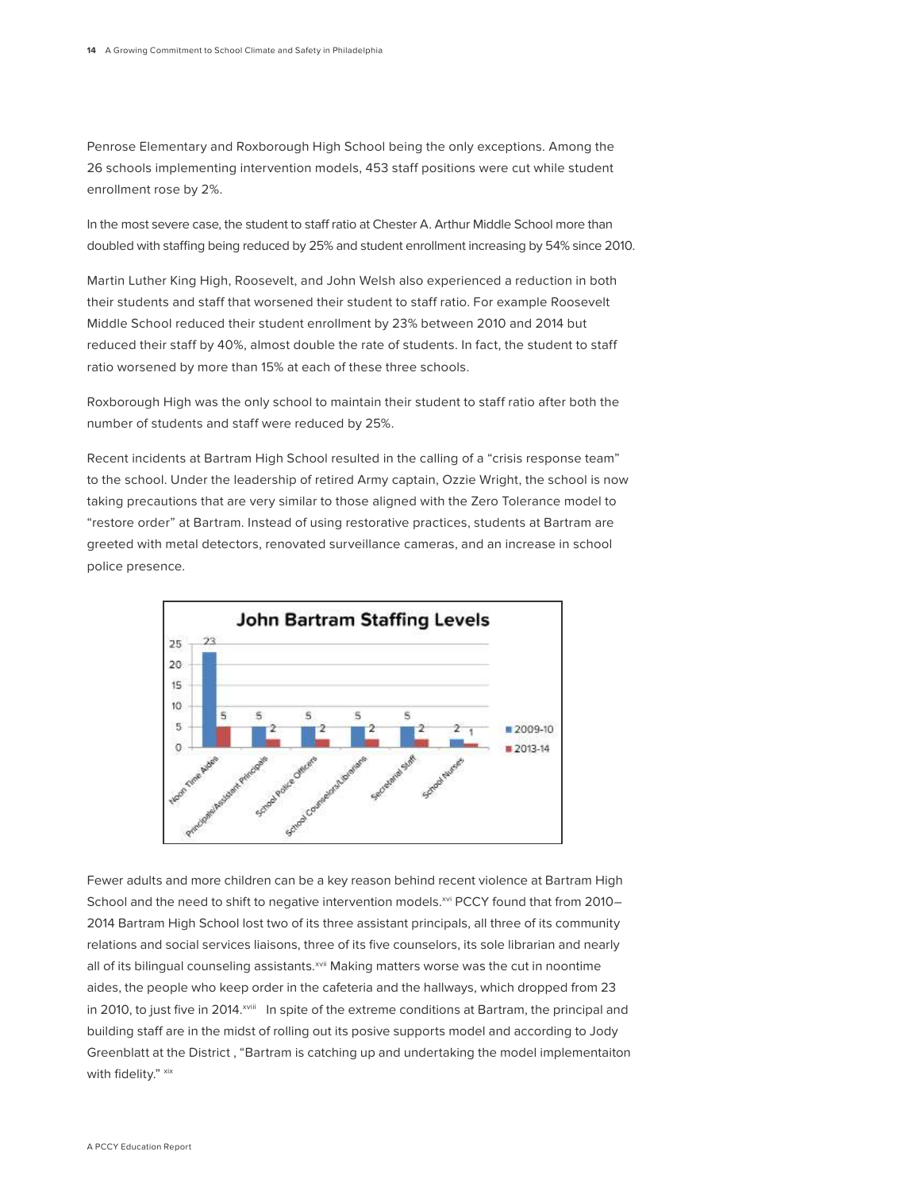Penrose Elementary and Roxborough High School being the only exceptions. Among the 26 schools implementing intervention models, 453 staff positions were cut while student enrollment rose by 2%.

In the most severe case, the student to staff ratio at Chester A. Arthur Middle School more than doubled with staffing being reduced by 25% and student enrollment increasing by 54% since 2010.

Martin Luther King High, Roosevelt, and John Welsh also experienced a reduction in both their students and staff that worsened their student to staff ratio. For example Roosevelt Middle School reduced their student enrollment by 23% between 2010 and 2014 but reduced their staff by 40%, almost double the rate of students. In fact, the student to staff ratio worsened by more than 15% at each of these three schools.

Roxborough High was the only school to maintain their student to staff ratio after both the number of students and staff were reduced by 25%.

Recent incidents at Bartram High School resulted in the calling of a "crisis response team" to the school. Under the leadership of retired Army captain, Ozzie Wright, the school is now taking precautions that are very similar to those aligned with the Zero Tolerance model to "restore order" at Bartram. Instead of using restorative practices, students at Bartram are greeted with metal detectors, renovated surveillance cameras, and an increase in school police presence.

**John Bartram Staffing Levels**

| | 2009-10 | 2013-14 |
|---|---|---|
| Noon Time Aides | 23 | 5 |
| Principals/Assistant Principals | 5 | 2 |
| School Police Officers | 5 | 2 |
| School Counselors/Librarians | 5 | 2 |
| Secretarial Staff | 5 | 2 |
| School Nurses | 2 | 1 |

Fewer adults and more children can be a key reason behind recent violence at Bartram High School and the need to shift to negative intervention models.[xvi] PCCY found that from 2010–2014 Bartram High School lost two of its three assistant principals, all three of its community relations and social services liaisons, three of its five counselors, its sole librarian and nearly all of its bilingual counseling assistants.[xvii] Making matters worse was the cut in noontime aides, the people who keep order in the cafeteria and the hallways, which dropped from 23 in 2010, to just five in 2014.[xviii] In spite of the extreme conditions at Bartram, the principal and building staff are in the midst of rolling out its posive supports model and according to Jody Greenblatt at the District , "Bartram is catching up and undertaking the model implementaiton with fidelity." [xix]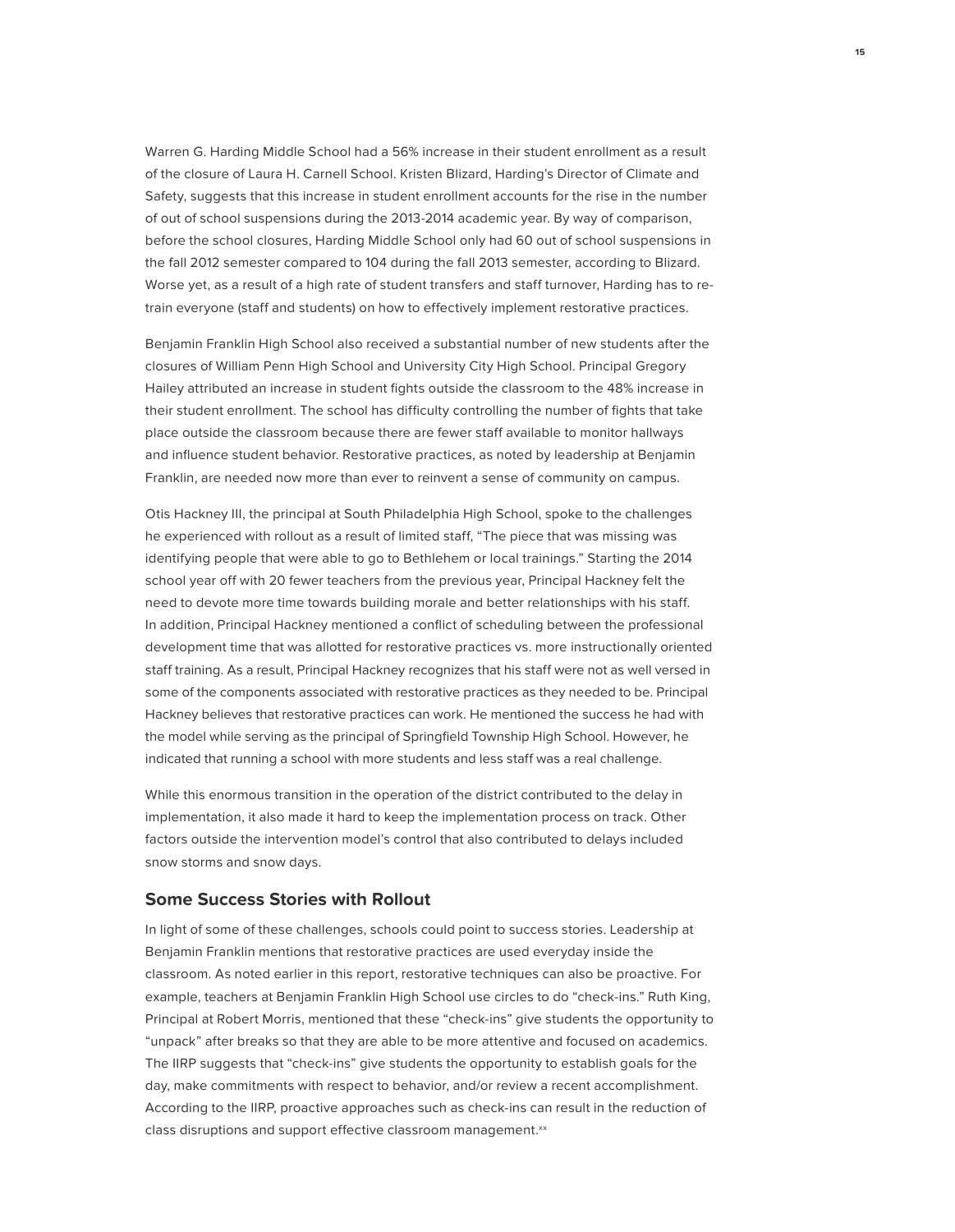Warren G. Harding Middle School had a 56% increase in their student enrollment as a result of the closure of Laura H. Carnell School. Kristen Blizard, Harding's Director of Climate and Safety, suggests that this increase in student enrollment accounts for the rise in the number of out of school suspensions during the 2013-2014 academic year. By way of comparison, before the school closures, Harding Middle School only had 60 out of school suspensions in the fall 2012 semester compared to 104 during the fall 2013 semester, according to Blizard. Worse yet, as a result of a high rate of student transfers and staff turnover, Harding has to re-train everyone (staff and students) on how to effectively implement restorative practices.

Benjamin Franklin High School also received a substantial number of new students after the closures of William Penn High School and University City High School. Principal Gregory Hailey attributed an increase in student fights outside the classroom to the 48% increase in their student enrollment. The school has difficulty controlling the number of fights that take place outside the classroom because there are fewer staff available to monitor hallways and influence student behavior. Restorative practices, as noted by leadership at Benjamin Franklin, are needed now more than ever to reinvent a sense of community on campus.

Otis Hackney III, the principal at South Philadelphia High School, spoke to the challenges he experienced with rollout as a result of limited staff, "The piece that was missing was identifying people that were able to go to Bethlehem or local trainings." Starting the 2014 school year off with 20 fewer teachers from the previous year, Principal Hackney felt the need to devote more time towards building morale and better relationships with his staff. In addition, Principal Hackney mentioned a conflict of scheduling between the professional development time that was allotted for restorative practices vs. more instructionally oriented staff training. As a result, Principal Hackney recognizes that his staff were not as well versed in some of the components associated with restorative practices as they needed to be. Principal Hackney believes that restorative practices can work. He mentioned the success he had with the model while serving as the principal of Springfield Township High School. However, he indicated that running a school with more students and less staff was a real challenge.

While this enormous transition in the operation of the district contributed to the delay in implementation, it also made it hard to keep the implementation process on track. Other factors outside the intervention model's control that also contributed to delays included snow storms and snow days.

## Some Success Stories with Rollout

In light of some of these challenges, schools could point to success stories. Leadership at Benjamin Franklin mentions that restorative practices are used everyday inside the classroom. As noted earlier in this report, restorative techniques can also be proactive. For example, teachers at Benjamin Franklin High School use circles to do "check-ins." Ruth King, Principal at Robert Morris, mentioned that these "check-ins" give students the opportunity to "unpack" after breaks so that they are able to be more attentive and focused on academics. The IIRP suggests that "check-ins" give students the opportunity to establish goals for the day, make commitments with respect to behavior, and/or review a recent accomplishment. According to the IIRP, proactive approaches such as check-ins can result in the reduction of class disruptions and support effective classroom management.[xx]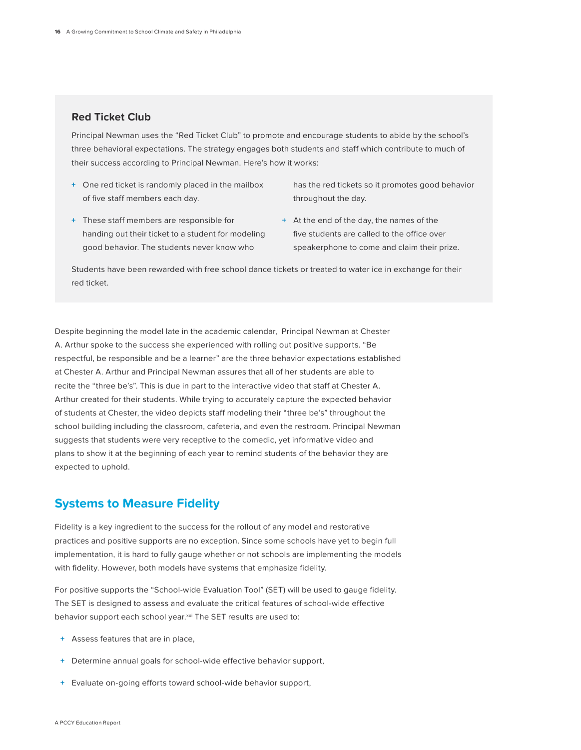### Red Ticket Club

Principal Newman uses the "Red Ticket Club" to promote and encourage students to abide by the school's three behavioral expectations. The strategy engages both students and staff which contribute to much of their success according to Principal Newman. Here's how it works:

- One red ticket is randomly placed in the mailbox of five staff members each day.
- These staff members are responsible for handing out their ticket to a student for modeling good behavior. The students never know who has the red tickets so it promotes good behavior throughout the day.
- At the end of the day, the names of the five students are called to the office over speakerphone to come and claim their prize.

Students have been rewarded with free school dance tickets or treated to water ice in exchange for their red ticket.

Despite beginning the model late in the academic calendar, Principal Newman at Chester A. Arthur spoke to the success she experienced with rolling out positive supports. "Be respectful, be responsible and be a learner" are the three behavior expectations established at Chester A. Arthur and Principal Newman assures that all of her students are able to recite the "three be's". This is due in part to the interactive video that staff at Chester A. Arthur created for their students. While trying to accurately capture the expected behavior of students at Chester, the video depicts staff modeling their "three be's" throughout the school building including the classroom, cafeteria, and even the restroom. Principal Newman suggests that students were very receptive to the comedic, yet informative video and plans to show it at the beginning of each year to remind students of the behavior they are expected to uphold.

## Systems to Measure Fidelity

Fidelity is a key ingredient to the success for the rollout of any model and restorative practices and positive supports are no exception. Since some schools have yet to begin full implementation, it is hard to fully gauge whether or not schools are implementing the models with fidelity. However, both models have systems that emphasize fidelity.

For positive supports the "School-wide Evaluation Tool" (SET) will be used to gauge fidelity. The SET is designed to assess and evaluate the critical features of school-wide effective behavior support each school year.[xxi] The SET results are used to:

- Assess features that are in place,
- Determine annual goals for school-wide effective behavior support,
- Evaluate on-going efforts toward school-wide behavior support,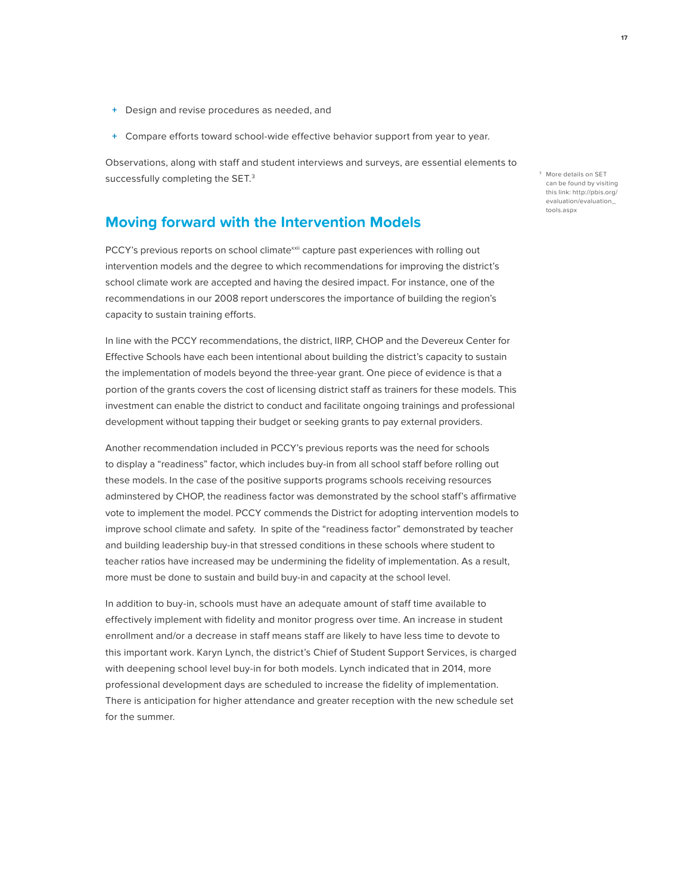- Design and revise procedures as needed, and
- Compare efforts toward school-wide effective behavior support from year to year.

Observations, along with staff and student interviews and surveys, are essential elements to successfully completing the SET.[3]

[3] More details on SET can be found by visiting this link: http://pbis.org/evaluation/evaluation_tools.aspx

## Moving forward with the Intervention Models

PCCY's previous reports on school climate[xxii] capture past experiences with rolling out intervention models and the degree to which recommendations for improving the district's school climate work are accepted and having the desired impact. For instance, one of the recommendations in our 2008 report underscores the importance of building the region's capacity to sustain training efforts.

In line with the PCCY recommendations, the district, IIRP, CHOP and the Devereux Center for Effective Schools have each been intentional about building the district's capacity to sustain the implementation of models beyond the three-year grant. One piece of evidence is that a portion of the grants covers the cost of licensing district staff as trainers for these models. This investment can enable the district to conduct and facilitate ongoing trainings and professional development without tapping their budget or seeking grants to pay external providers.

Another recommendation included in PCCY's previous reports was the need for schools to display a "readiness" factor, which includes buy-in from all school staff before rolling out these models. In the case of the positive supports programs schools receiving resources adminstered by CHOP, the readiness factor was demonstrated by the school staff's affirmative vote to implement the model. PCCY commends the District for adopting intervention models to improve school climate and safety. In spite of the "readiness factor" demonstrated by teacher and building leadership buy-in that stressed conditions in these schools where student to teacher ratios have increased may be undermining the fidelity of implementation. As a result, more must be done to sustain and build buy-in and capacity at the school level.

In addition to buy-in, schools must have an adequate amount of staff time available to effectively implement with fidelity and monitor progress over time. An increase in student enrollment and/or a decrease in staff means staff are likely to have less time to devote to this important work. Karyn Lynch, the district's Chief of Student Support Services, is charged with deepening school level buy-in for both models. Lynch indicated that in 2014, more professional development days are scheduled to increase the fidelity of implementation. There is anticipation for higher attendance and greater reception with the new schedule set for the summer.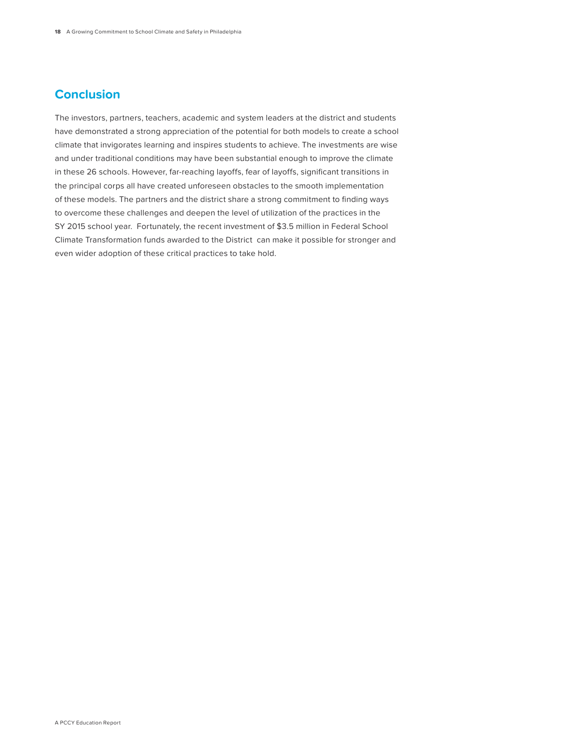## Conclusion

The investors, partners, teachers, academic and system leaders at the district and students have demonstrated a strong appreciation of the potential for both models to create a school climate that invigorates learning and inspires students to achieve. The investments are wise and under traditional conditions may have been substantial enough to improve the climate in these 26 schools. However, far-reaching layoffs, fear of layoffs, significant transitions in the principal corps all have created unforeseen obstacles to the smooth implementation of these models. The partners and the district share a strong commitment to finding ways to overcome these challenges and deepen the level of utilization of the practices in the SY 2015 school year. Fortunately, the recent investment of $3.5 million in Federal School Climate Transformation funds awarded to the District can make it possible for stronger and even wider adoption of these critical practices to take hold.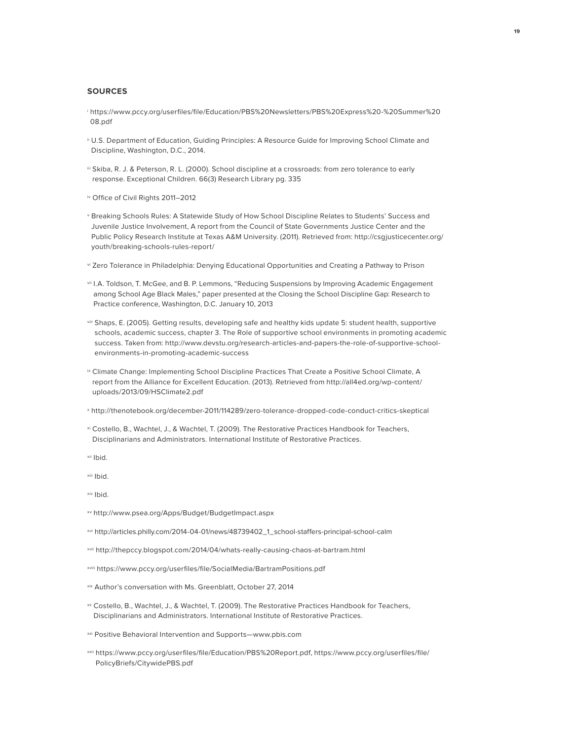## SOURCES

[i] https://www.pccy.org/userfiles/file/Education/PBS%20Newsletters/PBS%20Express%20-%20Summer%2008.pdf

[ii] U.S. Department of Education, Guiding Principles: A Resource Guide for Improving School Climate and Discipline, Washington, D.C., 2014.

[iii] Skiba, R. J. & Peterson, R. L. (2000). School discipline at a crossroads: from zero tolerance to early response. Exceptional Children. 66(3) Research Library pg. 335

[iv] Office of Civil Rights 2011–2012

[v] Breaking Schools Rules: A Statewide Study of How School Discipline Relates to Students' Success and Juvenile Justice Involvement, A report from the Council of State Governments Justice Center and the Public Policy Research Institute at Texas A&M University. (2011). Retrieved from: http://csgjusticecenter.org/youth/breaking-schools-rules-report/

[vi] Zero Tolerance in Philadelphia: Denying Educational Opportunities and Creating a Pathway to Prison

[vii] I.A. Toldson, T. McGee, and B. P. Lemmons, "Reducing Suspensions by Improving Academic Engagement among School Age Black Males," paper presented at the Closing the School Discipline Gap: Research to Practice conference, Washington, D.C. January 10, 2013

[viii] Shaps, E. (2005). Getting results, developing safe and healthy kids update 5: student health, supportive schools, academic success, chapter 3. The Role of supportive school environments in promoting academic success. Taken from: http://www.devstu.org/research-articles-and-papers-the-role-of-supportive-school-environments-in-promoting-academic-success

[ix] Climate Change: Implementing School Discipline Practices That Create a Positive School Climate, A report from the Alliance for Excellent Education. (2013). Retrieved from http://all4ed.org/wp-content/uploads/2013/09/HSClimate2.pdf

[x] http://thenotebook.org/december-2011/114289/zero-tolerance-dropped-code-conduct-critics-skeptical

[xi] Costello, B., Wachtel, J., & Wachtel, T. (2009). The Restorative Practices Handbook for Teachers, Disciplinarians and Administrators. International Institute of Restorative Practices.

[xii] Ibid.

[xiii] Ibid.

[xiv] Ibid.

[xv] http://www.psea.org/Apps/Budget/BudgetImpact.aspx

[xvi] http://articles.philly.com/2014-04-01/news/48739402_1_school-staffers-principal-school-calm

[xvii] http://thepccy.blogspot.com/2014/04/whats-really-causing-chaos-at-bartram.html

[xviii] https://www.pccy.org/userfiles/file/SocialMedia/BartramPositions.pdf

[xix] Author's conversation with Ms. Greenblatt, October 27, 2014

[xx] Costello, B., Wachtel, J., & Wachtel, T. (2009). The Restorative Practices Handbook for Teachers, Disciplinarians and Administrators. International Institute of Restorative Practices.

[xxi] Positive Behavioral Intervention and Supports—www.pbis.com

[xxii] https://www.pccy.org/userfiles/file/Education/PBS%20Report.pdf, https://www.pccy.org/userfiles/file/PolicyBriefs/CitywidePBS.pdf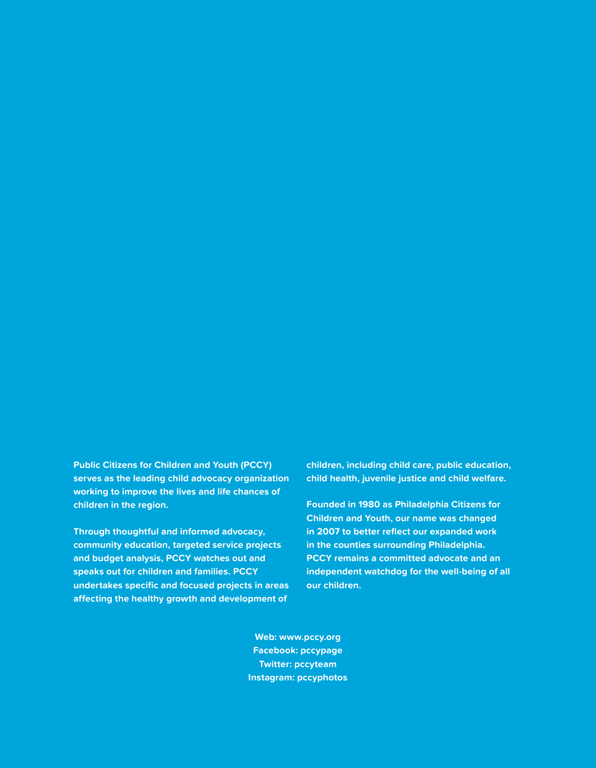**Public Citizens for Children and Youth (PCCY) serves as the leading child advocacy organization working to improve the lives and life chances of children in the region.**

**Through thoughtful and informed advocacy, community education, targeted service projects and budget analysis, PCCY watches out and speaks out for children and families. PCCY undertakes specific and focused projects in areas affecting the healthy growth and development of children, including child care, public education, child health, juvenile justice and child welfare.**

**Founded in 1980 as Philadelphia Citizens for Children and Youth, our name was changed in 2007 to better reflect our expanded work in the counties surrounding Philadelphia. PCCY remains a committed advocate and an independent watchdog for the well-being of all our children.**

**Web: www.pccy.org**
**Facebook: pccypage**
**Twitter: pccyteam**
**Instagram: pccyphotos**